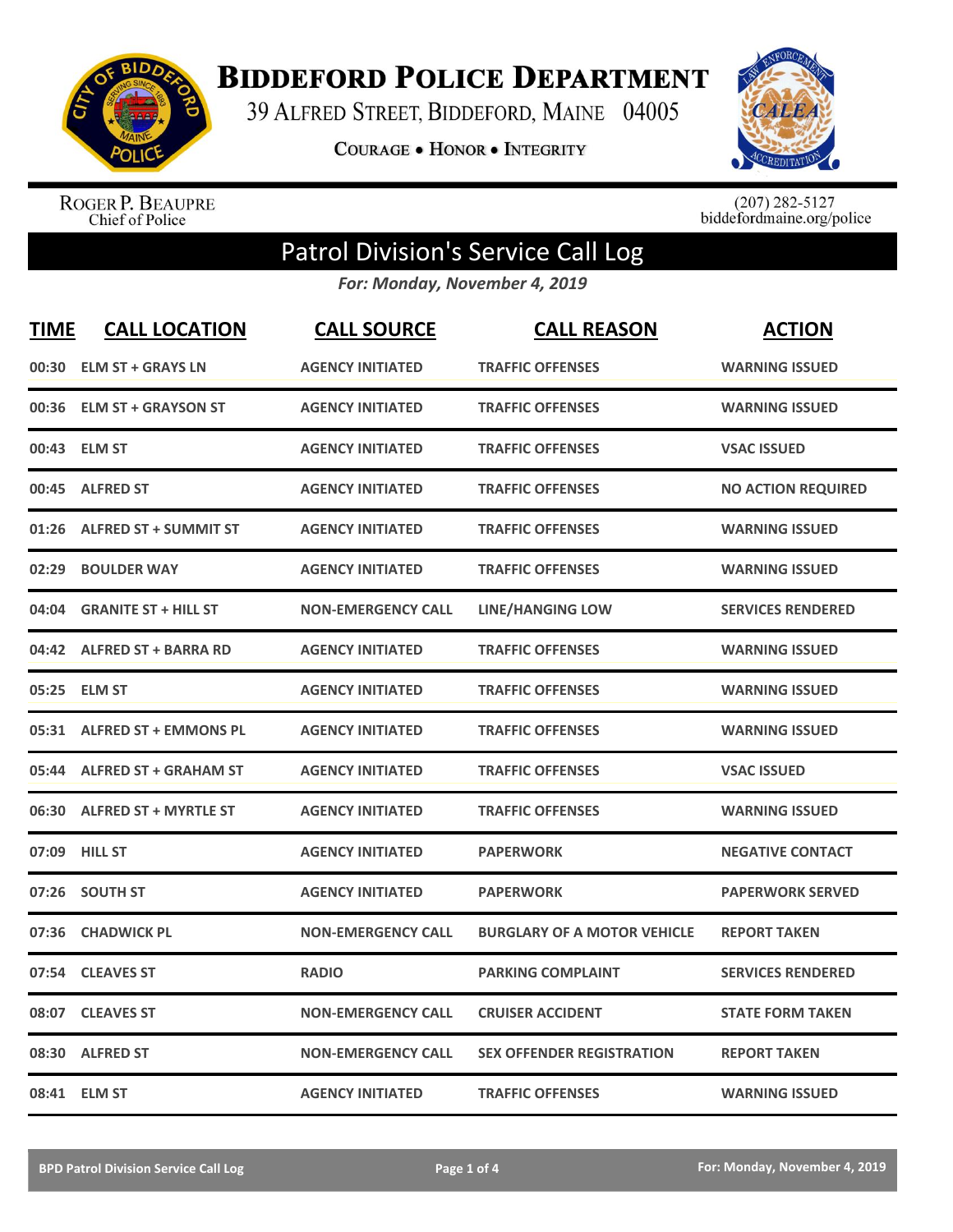# Biddeford Police Department

39 Alfred Street, Biddeford, Maine 04005

Courage • Honor • Integrity

Roger P. Beaupre
Chief of Police

(207) 282-5127
biddefordmaine.org/police

## Patrol Division's Service Call Log

*For: Monday, November 4, 2019*

| TIME | CALL LOCATION | CALL SOURCE | CALL REASON | ACTION |
|---|---|---|---|---|
| 00:30 | ELM ST + GRAYS LN | AGENCY INITIATED | TRAFFIC OFFENSES | WARNING ISSUED |
| 00:36 | ELM ST + GRAYSON ST | AGENCY INITIATED | TRAFFIC OFFENSES | WARNING ISSUED |
| 00:43 | ELM ST | AGENCY INITIATED | TRAFFIC OFFENSES | VSAC ISSUED |
| 00:45 | ALFRED ST | AGENCY INITIATED | TRAFFIC OFFENSES | NO ACTION REQUIRED |
| 01:26 | ALFRED ST + SUMMIT ST | AGENCY INITIATED | TRAFFIC OFFENSES | WARNING ISSUED |
| 02:29 | BOULDER WAY | AGENCY INITIATED | TRAFFIC OFFENSES | WARNING ISSUED |
| 04:04 | GRANITE ST + HILL ST | NON-EMERGENCY CALL | LINE/HANGING LOW | SERVICES RENDERED |
| 04:42 | ALFRED ST + BARRA RD | AGENCY INITIATED | TRAFFIC OFFENSES | WARNING ISSUED |
| 05:25 | ELM ST | AGENCY INITIATED | TRAFFIC OFFENSES | WARNING ISSUED |
| 05:31 | ALFRED ST + EMMONS PL | AGENCY INITIATED | TRAFFIC OFFENSES | WARNING ISSUED |
| 05:44 | ALFRED ST + GRAHAM ST | AGENCY INITIATED | TRAFFIC OFFENSES | VSAC ISSUED |
| 06:30 | ALFRED ST + MYRTLE ST | AGENCY INITIATED | TRAFFIC OFFENSES | WARNING ISSUED |
| 07:09 | HILL ST | AGENCY INITIATED | PAPERWORK | NEGATIVE CONTACT |
| 07:26 | SOUTH ST | AGENCY INITIATED | PAPERWORK | PAPERWORK SERVED |
| 07:36 | CHADWICK PL | NON-EMERGENCY CALL | BURGLARY OF A MOTOR VEHICLE | REPORT TAKEN |
| 07:54 | CLEAVES ST | RADIO | PARKING COMPLAINT | SERVICES RENDERED |
| 08:07 | CLEAVES ST | NON-EMERGENCY CALL | CRUISER ACCIDENT | STATE FORM TAKEN |
| 08:30 | ALFRED ST | NON-EMERGENCY CALL | SEX OFFENDER REGISTRATION | REPORT TAKEN |
| 08:41 | ELM ST | AGENCY INITIATED | TRAFFIC OFFENSES | WARNING ISSUED |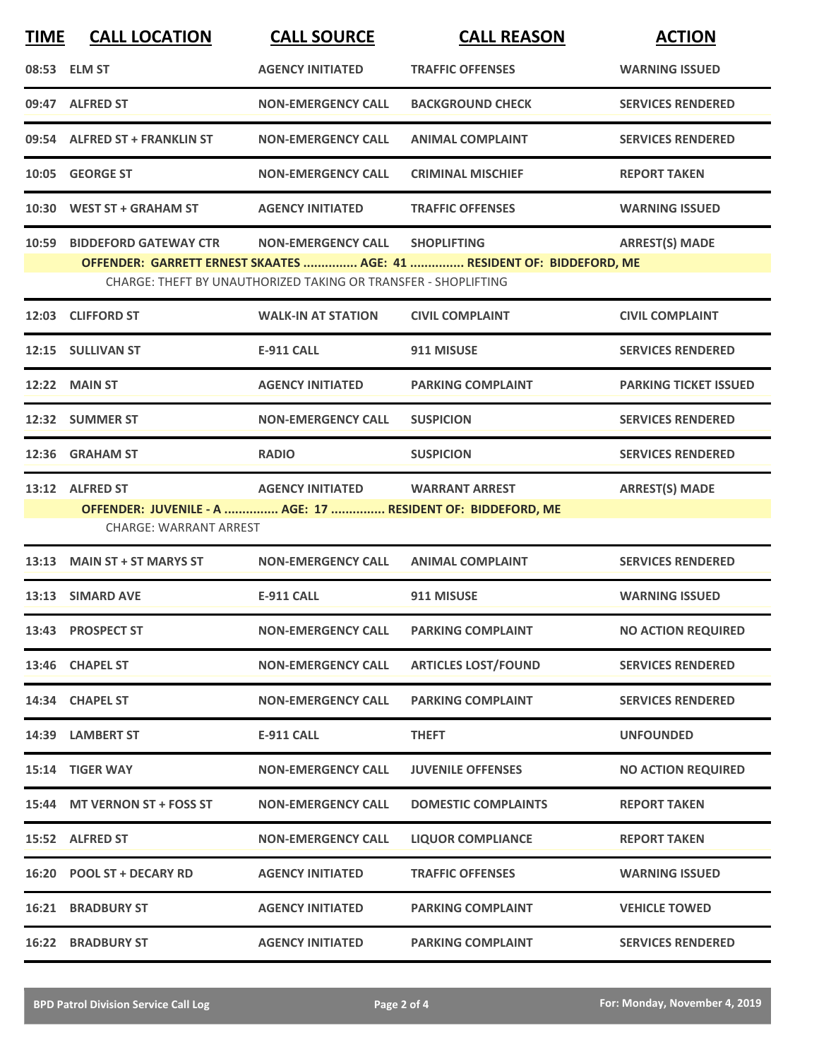| TIME | CALL LOCATION | CALL SOURCE | CALL REASON | ACTION |
|---|---|---|---|---|
| 08:53 | ELM ST | AGENCY INITIATED | TRAFFIC OFFENSES | WARNING ISSUED |
| 09:47 | ALFRED ST | NON-EMERGENCY CALL | BACKGROUND CHECK | SERVICES RENDERED |
| 09:54 | ALFRED ST + FRANKLIN ST | NON-EMERGENCY CALL | ANIMAL COMPLAINT | SERVICES RENDERED |
| 10:05 | GEORGE ST | NON-EMERGENCY CALL | CRIMINAL MISCHIEF | REPORT TAKEN |
| 10:30 | WEST ST + GRAHAM ST | AGENCY INITIATED | TRAFFIC OFFENSES | WARNING ISSUED |
| 10:59 | BIDDEFORD GATEWAY CTR | NON-EMERGENCY CALL | SHOPLIFTING | ARREST(S) MADE |
| | **OFFENDER: GARRETT ERNEST SKAATES ............... AGE: 41 ............... RESIDENT OF: BIDDEFORD, ME** | | | |
| | CHARGE: THEFT BY UNAUTHORIZED TAKING OR TRANSFER - SHOPLIFTING | | | |
| 12:03 | CLIFFORD ST | WALK-IN AT STATION | CIVIL COMPLAINT | CIVIL COMPLAINT |
| 12:15 | SULLIVAN ST | E-911 CALL | 911 MISUSE | SERVICES RENDERED |
| 12:22 | MAIN ST | AGENCY INITIATED | PARKING COMPLAINT | PARKING TICKET ISSUED |
| 12:32 | SUMMER ST | NON-EMERGENCY CALL | SUSPICION | SERVICES RENDERED |
| 12:36 | GRAHAM ST | RADIO | SUSPICION | SERVICES RENDERED |
| 13:12 | ALFRED ST | AGENCY INITIATED | WARRANT ARREST | ARREST(S) MADE |
| | **OFFENDER: JUVENILE - A ............... AGE: 17 ............... RESIDENT OF: BIDDEFORD, ME** | | | |
| | CHARGE: WARRANT ARREST | | | |
| 13:13 | MAIN ST + ST MARYS ST | NON-EMERGENCY CALL | ANIMAL COMPLAINT | SERVICES RENDERED |
| 13:13 | SIMARD AVE | E-911 CALL | 911 MISUSE | WARNING ISSUED |
| 13:43 | PROSPECT ST | NON-EMERGENCY CALL | PARKING COMPLAINT | NO ACTION REQUIRED |
| 13:46 | CHAPEL ST | NON-EMERGENCY CALL | ARTICLES LOST/FOUND | SERVICES RENDERED |
| 14:34 | CHAPEL ST | NON-EMERGENCY CALL | PARKING COMPLAINT | SERVICES RENDERED |
| 14:39 | LAMBERT ST | E-911 CALL | THEFT | UNFOUNDED |
| 15:14 | TIGER WAY | NON-EMERGENCY CALL | JUVENILE OFFENSES | NO ACTION REQUIRED |
| 15:44 | MT VERNON ST + FOSS ST | NON-EMERGENCY CALL | DOMESTIC COMPLAINTS | REPORT TAKEN |
| 15:52 | ALFRED ST | NON-EMERGENCY CALL | LIQUOR COMPLIANCE | REPORT TAKEN |
| 16:20 | POOL ST + DECARY RD | AGENCY INITIATED | TRAFFIC OFFENSES | WARNING ISSUED |
| 16:21 | BRADBURY ST | AGENCY INITIATED | PARKING COMPLAINT | VEHICLE TOWED |
| 16:22 | BRADBURY ST | AGENCY INITIATED | PARKING COMPLAINT | SERVICES RENDERED |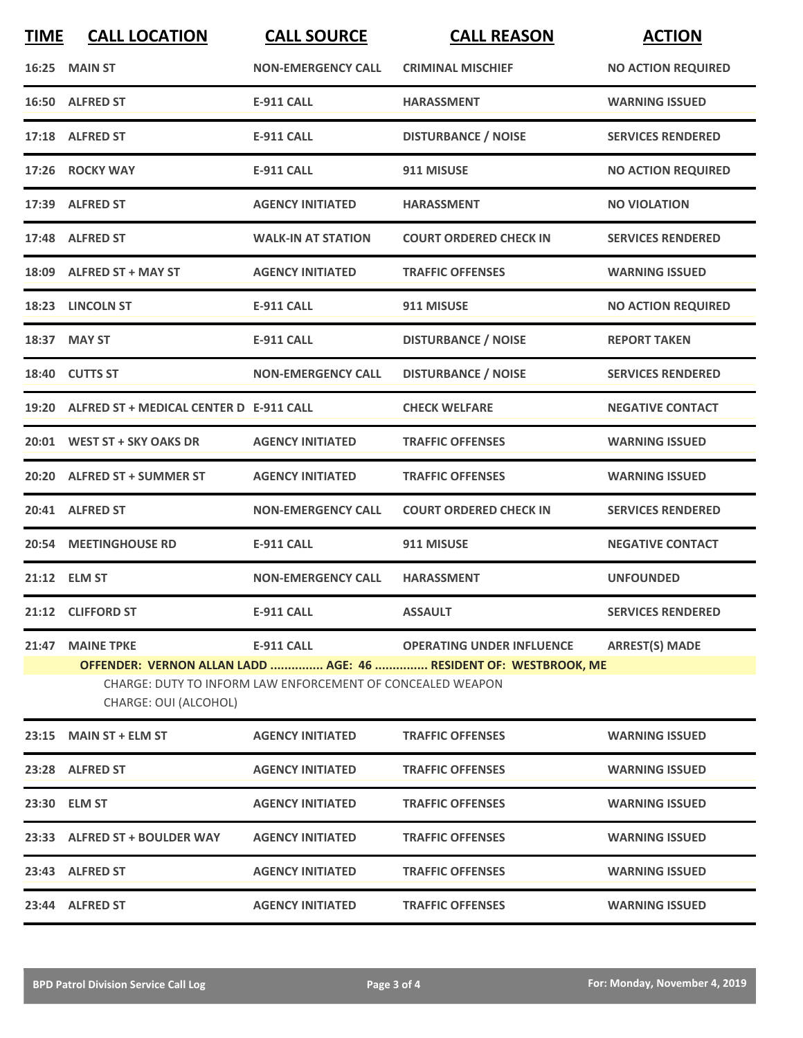| TIME | CALL LOCATION | CALL SOURCE | CALL REASON | ACTION |
|---|---|---|---|---|
| 16:25 | MAIN ST | NON-EMERGENCY CALL | CRIMINAL MISCHIEF | NO ACTION REQUIRED |
| 16:50 | ALFRED ST | E-911 CALL | HARASSMENT | WARNING ISSUED |
| 17:18 | ALFRED ST | E-911 CALL | DISTURBANCE / NOISE | SERVICES RENDERED |
| 17:26 | ROCKY WAY | E-911 CALL | 911 MISUSE | NO ACTION REQUIRED |
| 17:39 | ALFRED ST | AGENCY INITIATED | HARASSMENT | NO VIOLATION |
| 17:48 | ALFRED ST | WALK-IN AT STATION | COURT ORDERED CHECK IN | SERVICES RENDERED |
| 18:09 | ALFRED ST + MAY ST | AGENCY INITIATED | TRAFFIC OFFENSES | WARNING ISSUED |
| 18:23 | LINCOLN ST | E-911 CALL | 911 MISUSE | NO ACTION REQUIRED |
| 18:37 | MAY ST | E-911 CALL | DISTURBANCE / NOISE | REPORT TAKEN |
| 18:40 | CUTTS ST | NON-EMERGENCY CALL | DISTURBANCE / NOISE | SERVICES RENDERED |
| 19:20 | ALFRED ST + MEDICAL CENTER D | E-911 CALL | CHECK WELFARE | NEGATIVE CONTACT |
| 20:01 | WEST ST + SKY OAKS DR | AGENCY INITIATED | TRAFFIC OFFENSES | WARNING ISSUED |
| 20:20 | ALFRED ST + SUMMER ST | AGENCY INITIATED | TRAFFIC OFFENSES | WARNING ISSUED |
| 20:41 | ALFRED ST | NON-EMERGENCY CALL | COURT ORDERED CHECK IN | SERVICES RENDERED |
| 20:54 | MEETINGHOUSE RD | E-911 CALL | 911 MISUSE | NEGATIVE CONTACT |
| 21:12 | ELM ST | NON-EMERGENCY CALL | HARASSMENT | UNFOUNDED |
| 21:12 | CLIFFORD ST | E-911 CALL | ASSAULT | SERVICES RENDERED |
| 21:47 | MAINE TPKE | E-911 CALL | OPERATING UNDER INFLUENCE | ARREST(S) MADE |
| | OFFENDER: VERNON ALLAN LADD ............... AGE: 46 ............... RESIDENT OF: WESTBROOK, ME<br>CHARGE: DUTY TO INFORM LAW ENFORCEMENT OF CONCEALED WEAPON<br>CHARGE: OUI (ALCOHOL) | | | |
| 23:15 | MAIN ST + ELM ST | AGENCY INITIATED | TRAFFIC OFFENSES | WARNING ISSUED |
| 23:28 | ALFRED ST | AGENCY INITIATED | TRAFFIC OFFENSES | WARNING ISSUED |
| 23:30 | ELM ST | AGENCY INITIATED | TRAFFIC OFFENSES | WARNING ISSUED |
| 23:33 | ALFRED ST + BOULDER WAY | AGENCY INITIATED | TRAFFIC OFFENSES | WARNING ISSUED |
| 23:43 | ALFRED ST | AGENCY INITIATED | TRAFFIC OFFENSES | WARNING ISSUED |
| 23:44 | ALFRED ST | AGENCY INITIATED | TRAFFIC OFFENSES | WARNING ISSUED |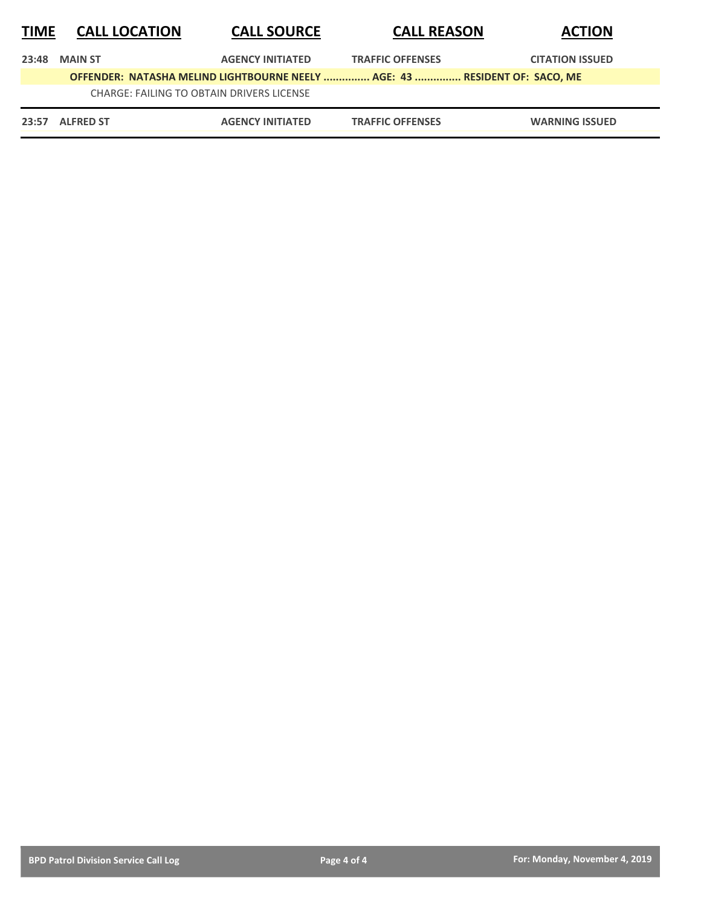| TIME | CALL LOCATION | CALL SOURCE | CALL REASON | ACTION |
|---|---|---|---|---|
| 23:48 | MAIN ST | AGENCY INITIATED | TRAFFIC OFFENSES | CITATION ISSUED |
| | **OFFENDER: NATASHA MELIND LIGHTBOURNE NEELY ............... AGE: 43 ............... RESIDENT OF: SACO, ME** | | | |
| | CHARGE: FAILING TO OBTAIN DRIVERS LICENSE | | | |
| 23:57 | ALFRED ST | AGENCY INITIATED | TRAFFIC OFFENSES | WARNING ISSUED |